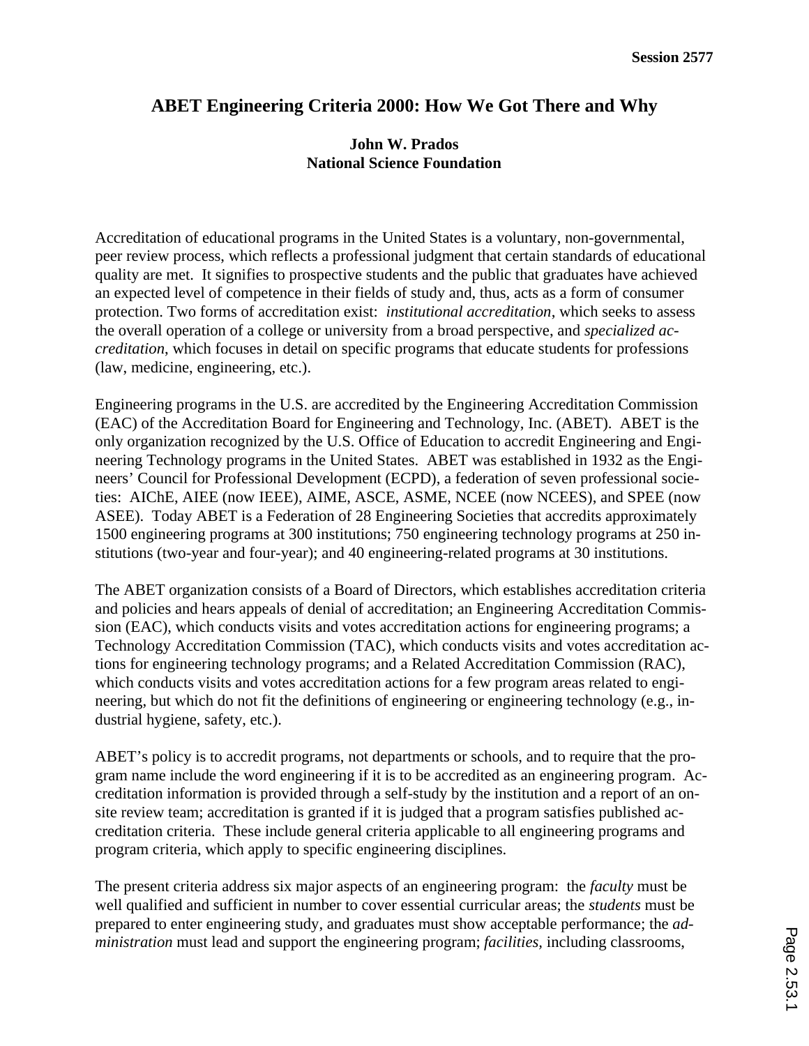# ABET Engineering Criteria 2000: How We Got There and Why

**John W. Prados**
**National Science Foundation**

Accreditation of educational programs in the United States is a voluntary, non-governmental, peer review process, which reflects a professional judgment that certain standards of educational quality are met. It signifies to prospective students and the public that graduates have achieved an expected level of competence in their fields of study and, thus, acts as a form of consumer protection. Two forms of accreditation exist: *institutional accreditation*, which seeks to assess the overall operation of a college or university from a broad perspective, and *specialized accreditation*, which focuses in detail on specific programs that educate students for professions (law, medicine, engineering, etc.).

Engineering programs in the U.S. are accredited by the Engineering Accreditation Commission (EAC) of the Accreditation Board for Engineering and Technology, Inc. (ABET). ABET is the only organization recognized by the U.S. Office of Education to accredit Engineering and Engineering Technology programs in the United States. ABET was established in 1932 as the Engineers' Council for Professional Development (ECPD), a federation of seven professional societies: AIChE, AIEE (now IEEE), AIME, ASCE, ASME, NCEE (now NCEES), and SPEE (now ASEE). Today ABET is a Federation of 28 Engineering Societies that accredits approximately 1500 engineering programs at 300 institutions; 750 engineering technology programs at 250 institutions (two-year and four-year); and 40 engineering-related programs at 30 institutions.

The ABET organization consists of a Board of Directors, which establishes accreditation criteria and policies and hears appeals of denial of accreditation; an Engineering Accreditation Commission (EAC), which conducts visits and votes accreditation actions for engineering programs; a Technology Accreditation Commission (TAC), which conducts visits and votes accreditation actions for engineering technology programs; and a Related Accreditation Commission (RAC), which conducts visits and votes accreditation actions for a few program areas related to engineering, but which do not fit the definitions of engineering or engineering technology (e.g., industrial hygiene, safety, etc.).

ABET's policy is to accredit programs, not departments or schools, and to require that the program name include the word engineering if it is to be accredited as an engineering program. Accreditation information is provided through a self-study by the institution and a report of an on-site review team; accreditation is granted if it is judged that a program satisfies published accreditation criteria. These include general criteria applicable to all engineering programs and program criteria, which apply to specific engineering disciplines.

The present criteria address six major aspects of an engineering program: the *faculty* must be well qualified and sufficient in number to cover essential curricular areas; the *students* must be prepared to enter engineering study, and graduates must show acceptable performance; the *administration* must lead and support the engineering program; *facilities*, including classrooms,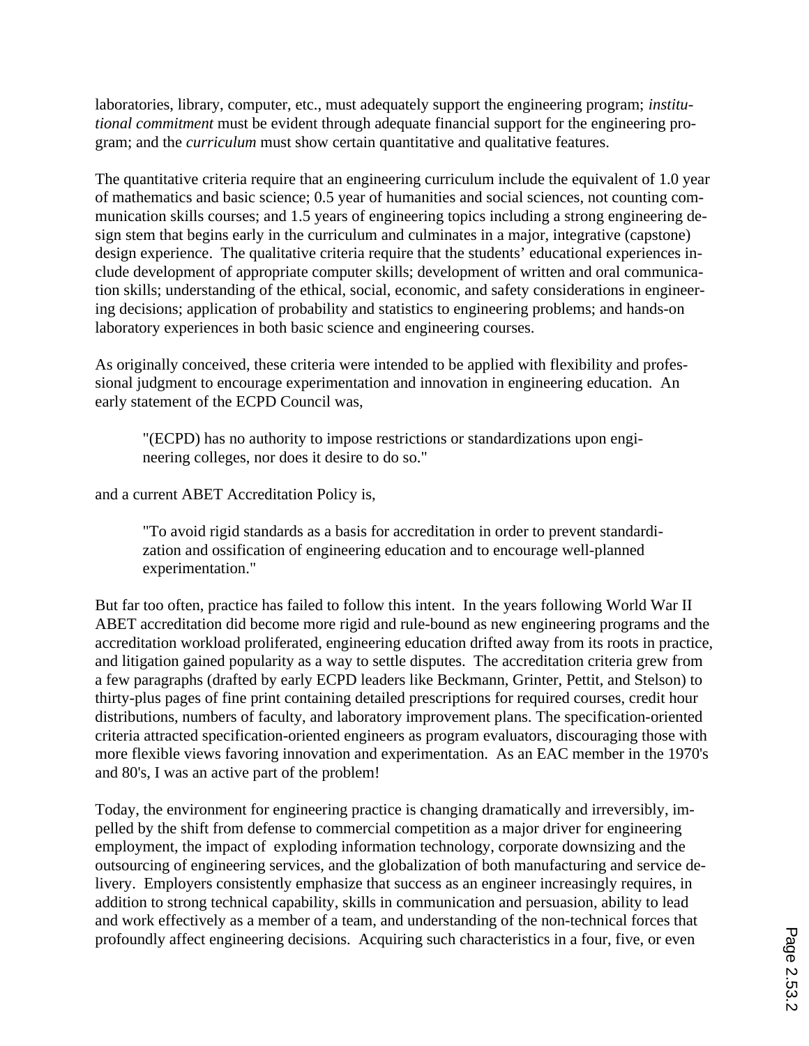laboratories, library, computer, etc., must adequately support the engineering program; *institutional commitment* must be evident through adequate financial support for the engineering program; and the *curriculum* must show certain quantitative and qualitative features.

The quantitative criteria require that an engineering curriculum include the equivalent of 1.0 year of mathematics and basic science; 0.5 year of humanities and social sciences, not counting communication skills courses; and 1.5 years of engineering topics including a strong engineering design stem that begins early in the curriculum and culminates in a major, integrative (capstone) design experience. The qualitative criteria require that the students' educational experiences include development of appropriate computer skills; development of written and oral communication skills; understanding of the ethical, social, economic, and safety considerations in engineering decisions; application of probability and statistics to engineering problems; and hands-on laboratory experiences in both basic science and engineering courses.

As originally conceived, these criteria were intended to be applied with flexibility and professional judgment to encourage experimentation and innovation in engineering education. An early statement of the ECPD Council was,

> "(ECPD) has no authority to impose restrictions or standardizations upon engineering colleges, nor does it desire to do so."

and a current ABET Accreditation Policy is,

> "To avoid rigid standards as a basis for accreditation in order to prevent standardization and ossification of engineering education and to encourage well-planned experimentation."

But far too often, practice has failed to follow this intent. In the years following World War II ABET accreditation did become more rigid and rule-bound as new engineering programs and the accreditation workload proliferated, engineering education drifted away from its roots in practice, and litigation gained popularity as a way to settle disputes. The accreditation criteria grew from a few paragraphs (drafted by early ECPD leaders like Beckmann, Grinter, Pettit, and Stelson) to thirty-plus pages of fine print containing detailed prescriptions for required courses, credit hour distributions, numbers of faculty, and laboratory improvement plans. The specification-oriented criteria attracted specification-oriented engineers as program evaluators, discouraging those with more flexible views favoring innovation and experimentation. As an EAC member in the 1970's and 80's, I was an active part of the problem!

Today, the environment for engineering practice is changing dramatically and irreversibly, impelled by the shift from defense to commercial competition as a major driver for engineering employment, the impact of exploding information technology, corporate downsizing and the outsourcing of engineering services, and the globalization of both manufacturing and service delivery. Employers consistently emphasize that success as an engineer increasingly requires, in addition to strong technical capability, skills in communication and persuasion, ability to lead and work effectively as a member of a team, and understanding of the non-technical forces that profoundly affect engineering decisions. Acquiring such characteristics in a four, five, or even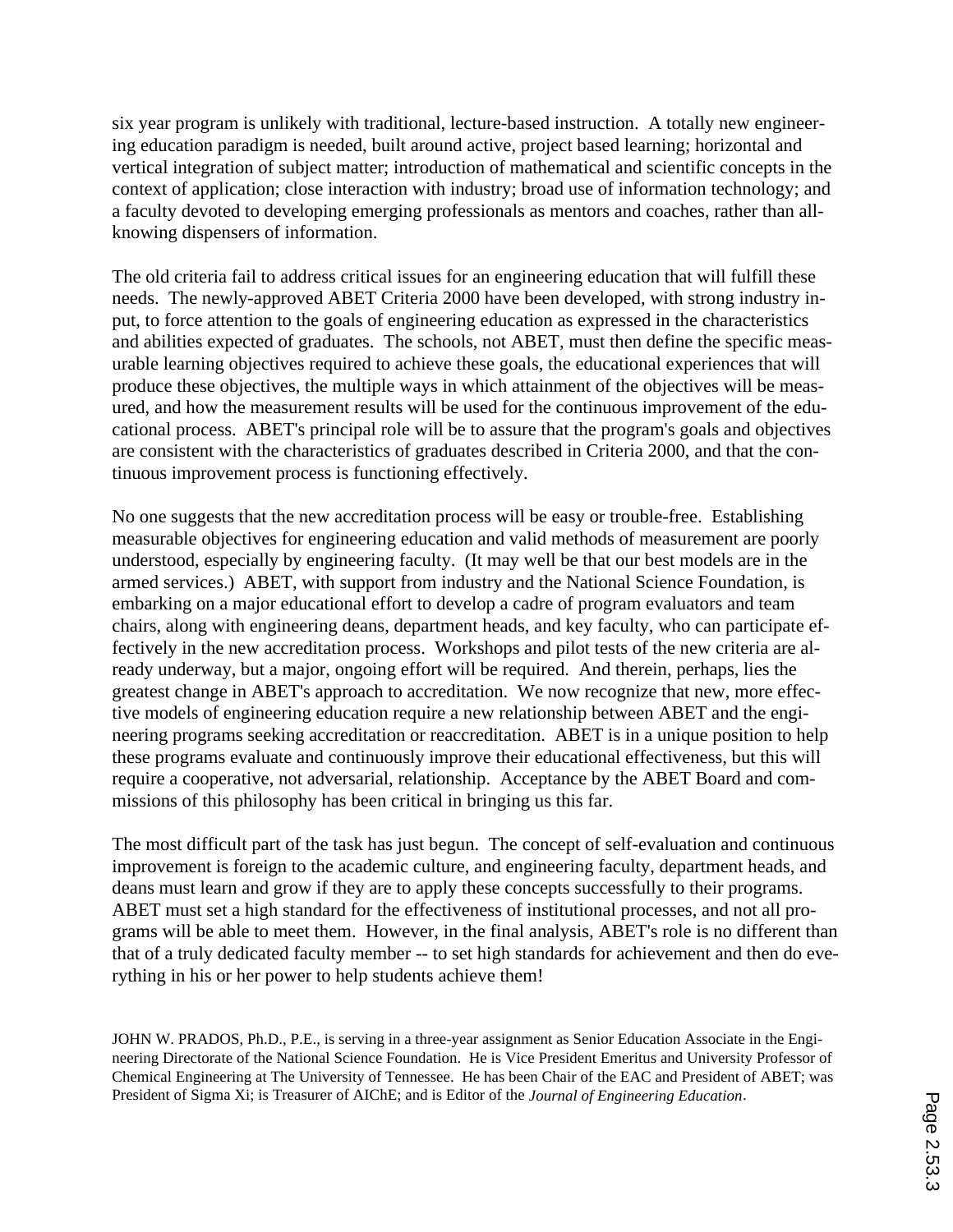six year program is unlikely with traditional, lecture-based instruction. A totally new engineering education paradigm is needed, built around active, project based learning; horizontal and vertical integration of subject matter; introduction of mathematical and scientific concepts in the context of application; close interaction with industry; broad use of information technology; and a faculty devoted to developing emerging professionals as mentors and coaches, rather than all-knowing dispensers of information.

The old criteria fail to address critical issues for an engineering education that will fulfill these needs. The newly-approved ABET Criteria 2000 have been developed, with strong industry input, to force attention to the goals of engineering education as expressed in the characteristics and abilities expected of graduates. The schools, not ABET, must then define the specific measurable learning objectives required to achieve these goals, the educational experiences that will produce these objectives, the multiple ways in which attainment of the objectives will be measured, and how the measurement results will be used for the continuous improvement of the educational process. ABET's principal role will be to assure that the program's goals and objectives are consistent with the characteristics of graduates described in Criteria 2000, and that the continuous improvement process is functioning effectively.

No one suggests that the new accreditation process will be easy or trouble-free. Establishing measurable objectives for engineering education and valid methods of measurement are poorly understood, especially by engineering faculty. (It may well be that our best models are in the armed services.) ABET, with support from industry and the National Science Foundation, is embarking on a major educational effort to develop a cadre of program evaluators and team chairs, along with engineering deans, department heads, and key faculty, who can participate effectively in the new accreditation process. Workshops and pilot tests of the new criteria are already underway, but a major, ongoing effort will be required. And therein, perhaps, lies the greatest change in ABET's approach to accreditation. We now recognize that new, more effective models of engineering education require a new relationship between ABET and the engineering programs seeking accreditation or reaccreditation. ABET is in a unique position to help these programs evaluate and continuously improve their educational effectiveness, but this will require a cooperative, not adversarial, relationship. Acceptance by the ABET Board and commissions of this philosophy has been critical in bringing us this far.

The most difficult part of the task has just begun. The concept of self-evaluation and continuous improvement is foreign to the academic culture, and engineering faculty, department heads, and deans must learn and grow if they are to apply these concepts successfully to their programs. ABET must set a high standard for the effectiveness of institutional processes, and not all programs will be able to meet them. However, in the final analysis, ABET's role is no different than that of a truly dedicated faculty member -- to set high standards for achievement and then do everything in his or her power to help students achieve them!

JOHN W. PRADOS, Ph.D., P.E., is serving in a three-year assignment as Senior Education Associate in the Engineering Directorate of the National Science Foundation. He is Vice President Emeritus and University Professor of Chemical Engineering at The University of Tennessee. He has been Chair of the EAC and President of ABET; was President of Sigma Xi; is Treasurer of AIChE; and is Editor of the *Journal of Engineering Education*.